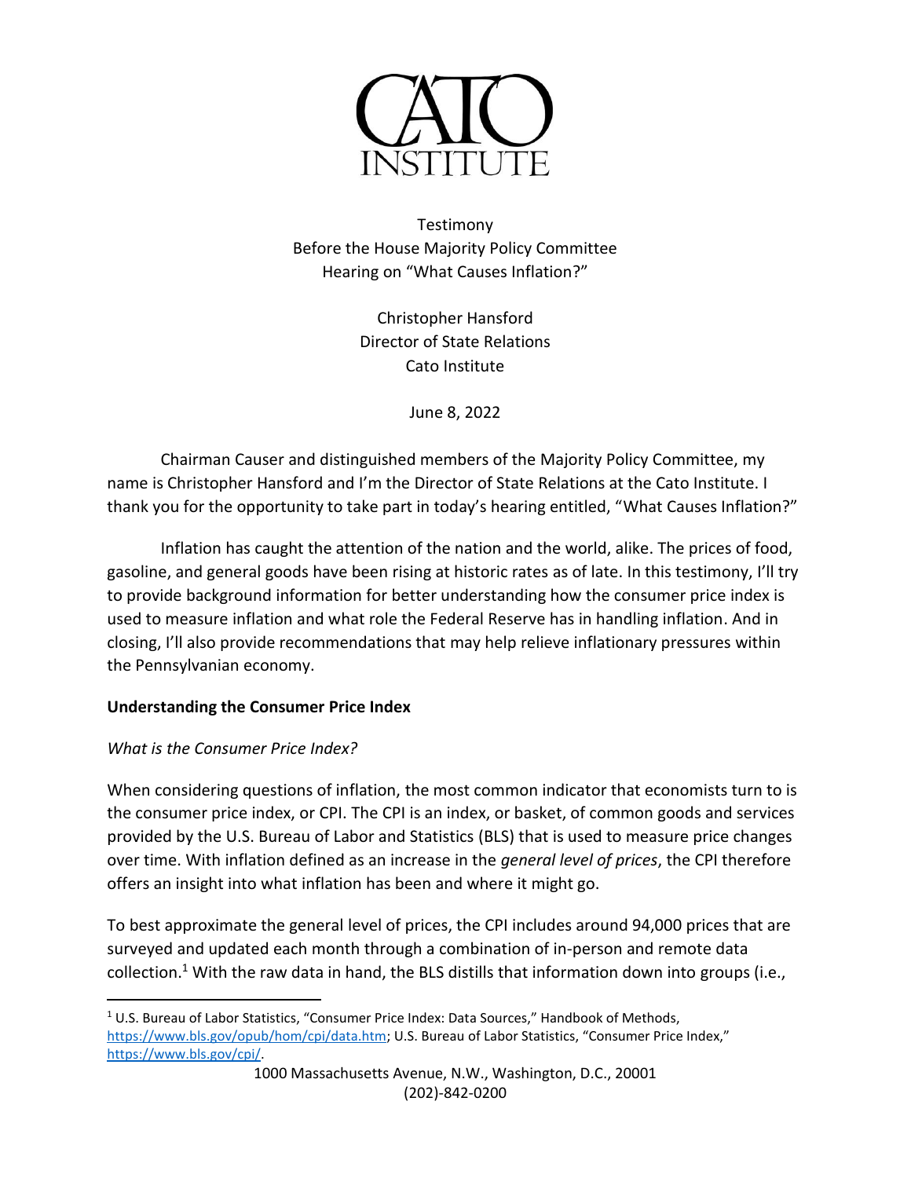# CATO INSTITUTE

Testimony
Before the House Majority Policy Committee
Hearing on "What Causes Inflation?"

Christopher Hansford
Director of State Relations
Cato Institute

June 8, 2022

Chairman Causer and distinguished members of the Majority Policy Committee, my name is Christopher Hansford and I'm the Director of State Relations at the Cato Institute. I thank you for the opportunity to take part in today's hearing entitled, "What Causes Inflation?"

Inflation has caught the attention of the nation and the world, alike. The prices of food, gasoline, and general goods have been rising at historic rates as of late. In this testimony, I'll try to provide background information for better understanding how the consumer price index is used to measure inflation and what role the Federal Reserve has in handling inflation. And in closing, I'll also provide recommendations that may help relieve inflationary pressures within the Pennsylvanian economy.

## Understanding the Consumer Price Index

### *What is the Consumer Price Index?*

When considering questions of inflation, the most common indicator that economists turn to is the consumer price index, or CPI. The CPI is an index, or basket, of common goods and services provided by the U.S. Bureau of Labor and Statistics (BLS) that is used to measure price changes over time. With inflation defined as an increase in the *general level of prices*, the CPI therefore offers an insight into what inflation has been and where it might go.

To best approximate the general level of prices, the CPI includes around 94,000 prices that are surveyed and updated each month through a combination of in-person and remote data collection.[1] With the raw data in hand, the BLS distills that information down into groups (i.e.,

[1] U.S. Bureau of Labor Statistics, "Consumer Price Index: Data Sources," Handbook of Methods, https://www.bls.gov/opub/hom/cpi/data.htm; U.S. Bureau of Labor Statistics, "Consumer Price Index," https://www.bls.gov/cpi/.

1000 Massachusetts Avenue, N.W., Washington, D.C., 20001
(202)-842-0200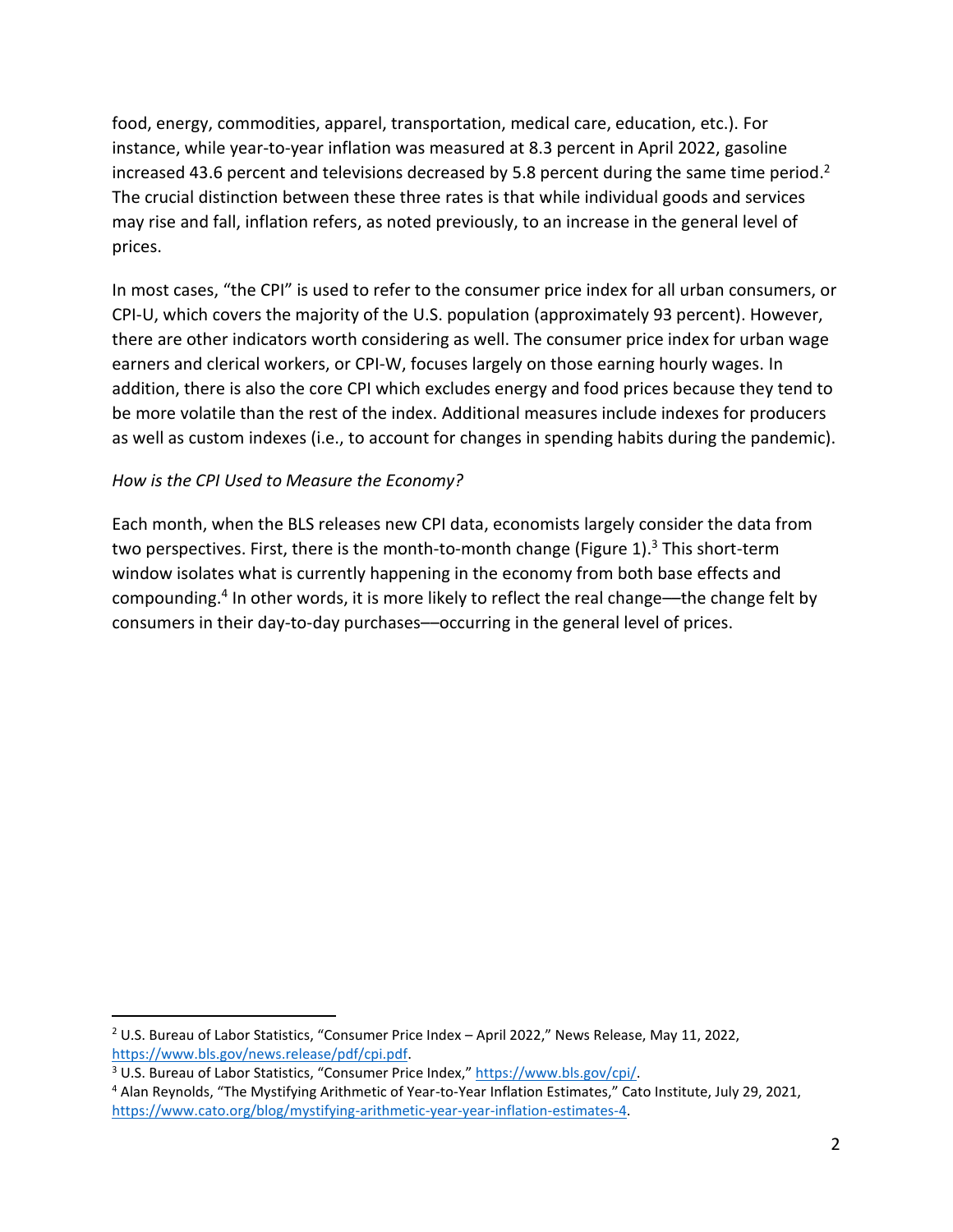food, energy, commodities, apparel, transportation, medical care, education, etc.). For instance, while year-to-year inflation was measured at 8.3 percent in April 2022, gasoline increased 43.6 percent and televisions decreased by 5.8 percent during the same time period.[2] The crucial distinction between these three rates is that while individual goods and services may rise and fall, inflation refers, as noted previously, to an increase in the general level of prices.

In most cases, "the CPI" is used to refer to the consumer price index for all urban consumers, or CPI-U, which covers the majority of the U.S. population (approximately 93 percent). However, there are other indicators worth considering as well. The consumer price index for urban wage earners and clerical workers, or CPI-W, focuses largely on those earning hourly wages. In addition, there is also the core CPI which excludes energy and food prices because they tend to be more volatile than the rest of the index. Additional measures include indexes for producers as well as custom indexes (i.e., to account for changes in spending habits during the pandemic).

*How is the CPI Used to Measure the Economy?*

Each month, when the BLS releases new CPI data, economists largely consider the data from two perspectives. First, there is the month-to-month change (Figure 1).[3] This short-term window isolates what is currently happening in the economy from both base effects and compounding.[4] In other words, it is more likely to reflect the real change—the change felt by consumers in their day-to-day purchases—occurring in the general level of prices.

---

[2] U.S. Bureau of Labor Statistics, "Consumer Price Index – April 2022," News Release, May 11, 2022, https://www.bls.gov/news.release/pdf/cpi.pdf.

[3] U.S. Bureau of Labor Statistics, "Consumer Price Index," https://www.bls.gov/cpi/.

[4] Alan Reynolds, "The Mystifying Arithmetic of Year-to-Year Inflation Estimates," Cato Institute, July 29, 2021, https://www.cato.org/blog/mystifying-arithmetic-year-year-inflation-estimates-4.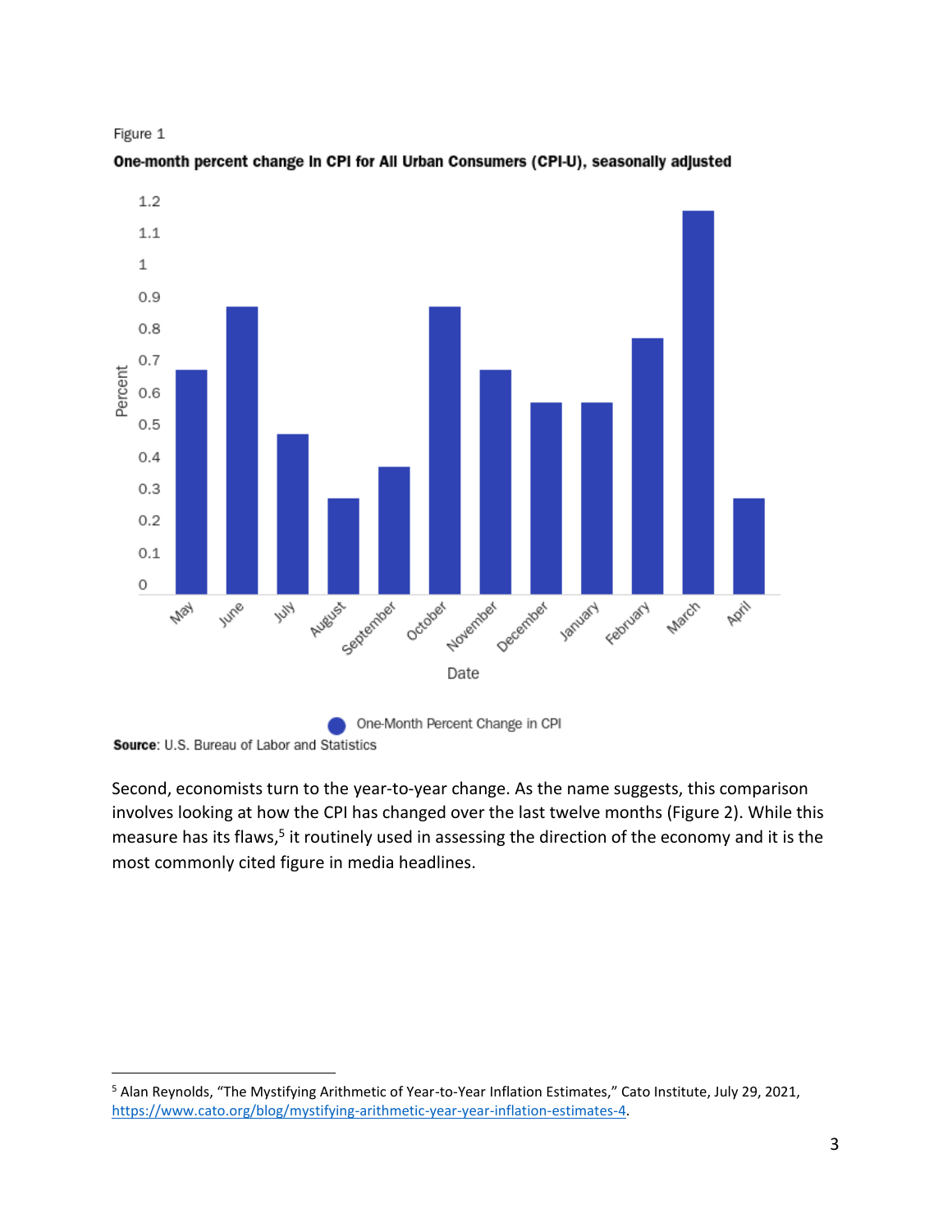Figure 1

**One-month percent change in CPI for All Urban Consumers (CPI-U), seasonally adjusted**

**Source**: U.S. Bureau of Labor and Statistics

Second, economists turn to the year-to-year change. As the name suggests, this comparison involves looking at how the CPI has changed over the last twelve months (Figure 2). While this measure has its flaws,[5] it routinely used in assessing the direction of the economy and it is the most commonly cited figure in media headlines.

[5] Alan Reynolds, "The Mystifying Arithmetic of Year-to-Year Inflation Estimates," Cato Institute, July 29, 2021, https://www.cato.org/blog/mystifying-arithmetic-year-year-inflation-estimates-4.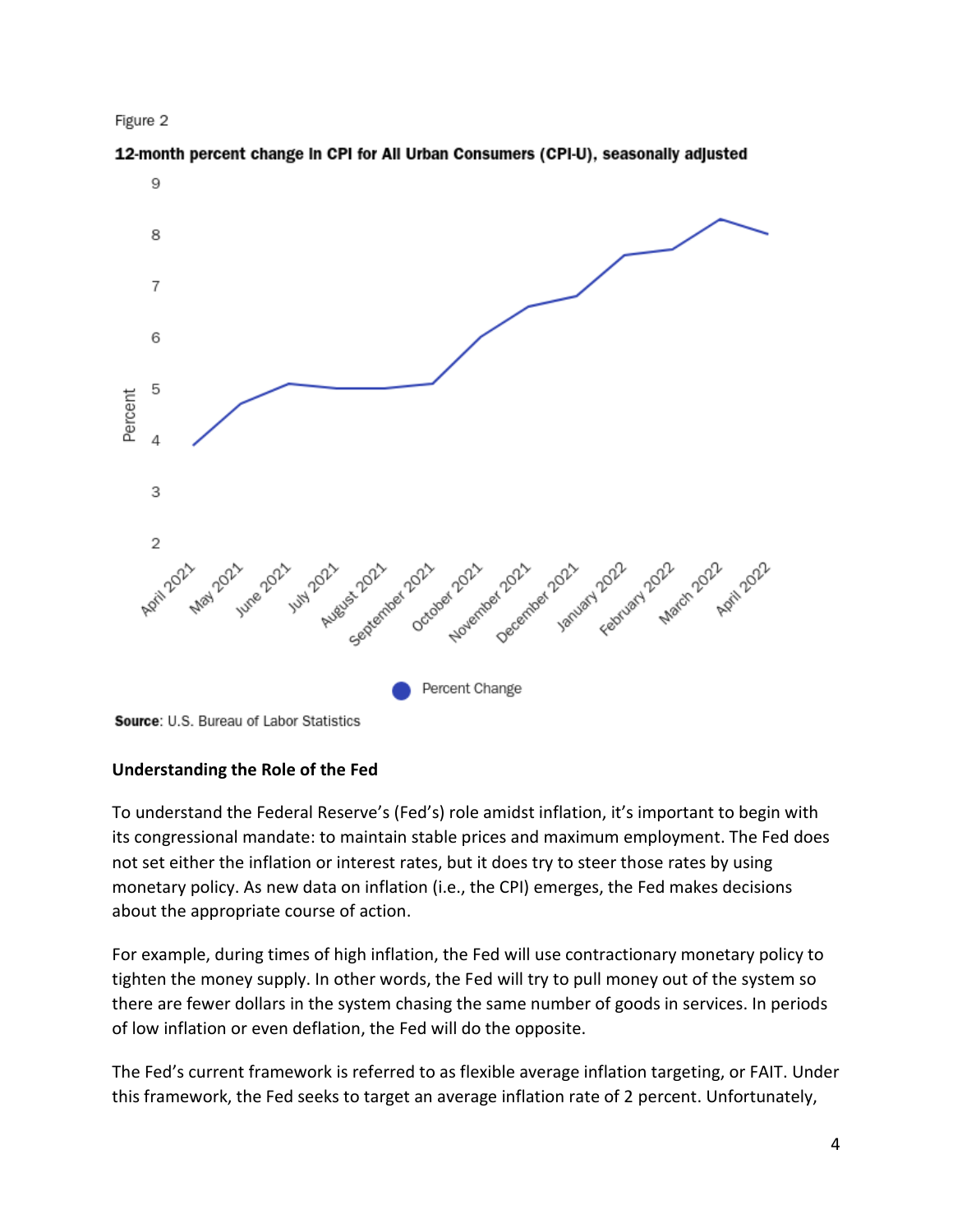Figure 2

**12-month percent change in CPI for All Urban Consumers (CPI-U), seasonally adjusted**

**Source**: U.S. Bureau of Labor Statistics

**Understanding the Role of the Fed**

To understand the Federal Reserve's (Fed's) role amidst inflation, it's important to begin with its congressional mandate: to maintain stable prices and maximum employment. The Fed does not set either the inflation or interest rates, but it does try to steer those rates by using monetary policy. As new data on inflation (i.e., the CPI) emerges, the Fed makes decisions about the appropriate course of action.

For example, during times of high inflation, the Fed will use contractionary monetary policy to tighten the money supply. In other words, the Fed will try to pull money out of the system so there are fewer dollars in the system chasing the same number of goods in services. In periods of low inflation or even deflation, the Fed will do the opposite.

The Fed's current framework is referred to as flexible average inflation targeting, or FAIT. Under this framework, the Fed seeks to target an average inflation rate of 2 percent. Unfortunately,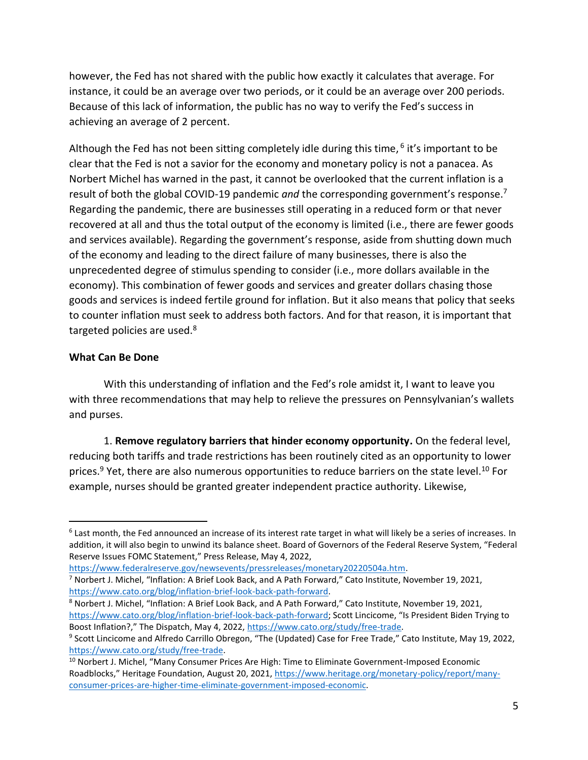however, the Fed has not shared with the public how exactly it calculates that average. For instance, it could be an average over two periods, or it could be an average over 200 periods. Because of this lack of information, the public has no way to verify the Fed's success in achieving an average of 2 percent.

Although the Fed has not been sitting completely idle during this time,[6] it's important to be clear that the Fed is not a savior for the economy and monetary policy is not a panacea. As Norbert Michel has warned in the past, it cannot be overlooked that the current inflation is a result of both the global COVID-19 pandemic *and* the corresponding government's response.[7] Regarding the pandemic, there are businesses still operating in a reduced form or that never recovered at all and thus the total output of the economy is limited (i.e., there are fewer goods and services available). Regarding the government's response, aside from shutting down much of the economy and leading to the direct failure of many businesses, there is also the unprecedented degree of stimulus spending to consider (i.e., more dollars available in the economy). This combination of fewer goods and services and greater dollars chasing those goods and services is indeed fertile ground for inflation. But it also means that policy that seeks to counter inflation must seek to address both factors. And for that reason, it is important that targeted policies are used.[8]

**What Can Be Done**

With this understanding of inflation and the Fed's role amidst it, I want to leave you with three recommendations that may help to relieve the pressures on Pennsylvanian's wallets and purses.

1. **Remove regulatory barriers that hinder economy opportunity.** On the federal level, reducing both tariffs and trade restrictions has been routinely cited as an opportunity to lower prices.[9] Yet, there are also numerous opportunities to reduce barriers on the state level.[10] For example, nurses should be granted greater independent practice authority. Likewise,

---

[6] Last month, the Fed announced an increase of its interest rate target in what will likely be a series of increases. In addition, it will also begin to unwind its balance sheet. Board of Governors of the Federal Reserve System, "Federal Reserve Issues FOMC Statement," Press Release, May 4, 2022, https://www.federalreserve.gov/newsevents/pressreleases/monetary20220504a.htm.

[7] Norbert J. Michel, "Inflation: A Brief Look Back, and A Path Forward," Cato Institute, November 19, 2021, https://www.cato.org/blog/inflation-brief-look-back-path-forward.

[8] Norbert J. Michel, "Inflation: A Brief Look Back, and A Path Forward," Cato Institute, November 19, 2021, https://www.cato.org/blog/inflation-brief-look-back-path-forward; Scott Lincicome, "Is President Biden Trying to Boost Inflation?," The Dispatch, May 4, 2022, https://www.cato.org/study/free-trade.

[9] Scott Lincicome and Alfredo Carrillo Obregon, "The (Updated) Case for Free Trade," Cato Institute, May 19, 2022, https://www.cato.org/study/free-trade.

[10] Norbert J. Michel, "Many Consumer Prices Are High: Time to Eliminate Government-Imposed Economic Roadblocks," Heritage Foundation, August 20, 2021, https://www.heritage.org/monetary-policy/report/many-consumer-prices-are-higher-time-eliminate-government-imposed-economic.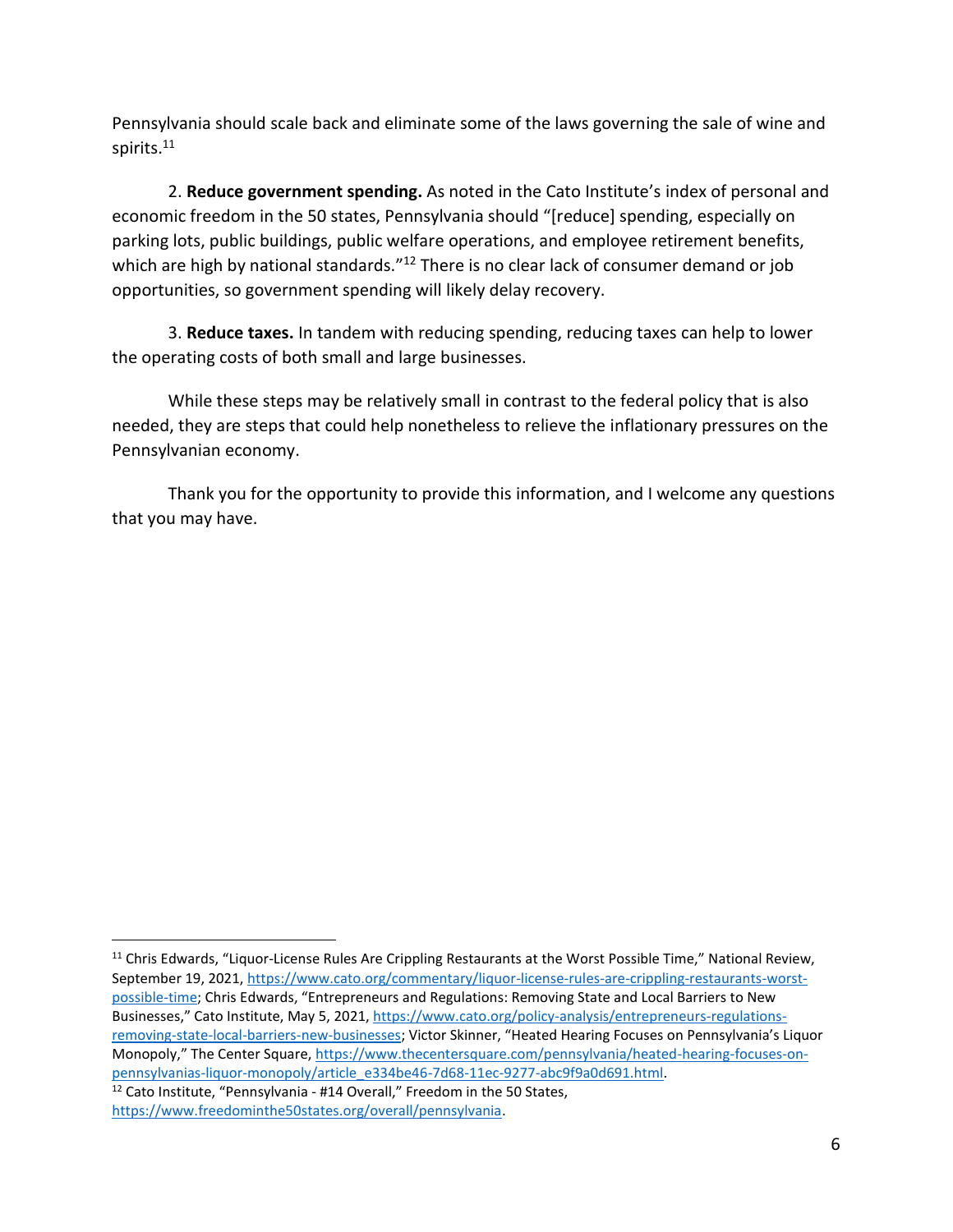Pennsylvania should scale back and eliminate some of the laws governing the sale of wine and spirits.[11]

2. **Reduce government spending.** As noted in the Cato Institute's index of personal and economic freedom in the 50 states, Pennsylvania should "[reduce] spending, especially on parking lots, public buildings, public welfare operations, and employee retirement benefits, which are high by national standards."[12] There is no clear lack of consumer demand or job opportunities, so government spending will likely delay recovery.

3. **Reduce taxes.** In tandem with reducing spending, reducing taxes can help to lower the operating costs of both small and large businesses.

While these steps may be relatively small in contrast to the federal policy that is also needed, they are steps that could help nonetheless to relieve the inflationary pressures on the Pennsylvanian economy.

Thank you for the opportunity to provide this information, and I welcome any questions that you may have.

---

[11] Chris Edwards, "Liquor-License Rules Are Crippling Restaurants at the Worst Possible Time," National Review, September 19, 2021, https://www.cato.org/commentary/liquor-license-rules-are-crippling-restaurants-worst-possible-time; Chris Edwards, "Entrepreneurs and Regulations: Removing State and Local Barriers to New Businesses," Cato Institute, May 5, 2021, https://www.cato.org/policy-analysis/entrepreneurs-regulations-removing-state-local-barriers-new-businesses; Victor Skinner, "Heated Hearing Focuses on Pennsylvania's Liquor Monopoly," The Center Square, https://www.thecentersquare.com/pennsylvania/heated-hearing-focuses-on-pennsylvanias-liquor-monopoly/article_e334be46-7d68-11ec-9277-abc9f9a0d691.html.

[12] Cato Institute, "Pennsylvania - #14 Overall," Freedom in the 50 States, https://www.freedominthe50states.org/overall/pennsylvania.